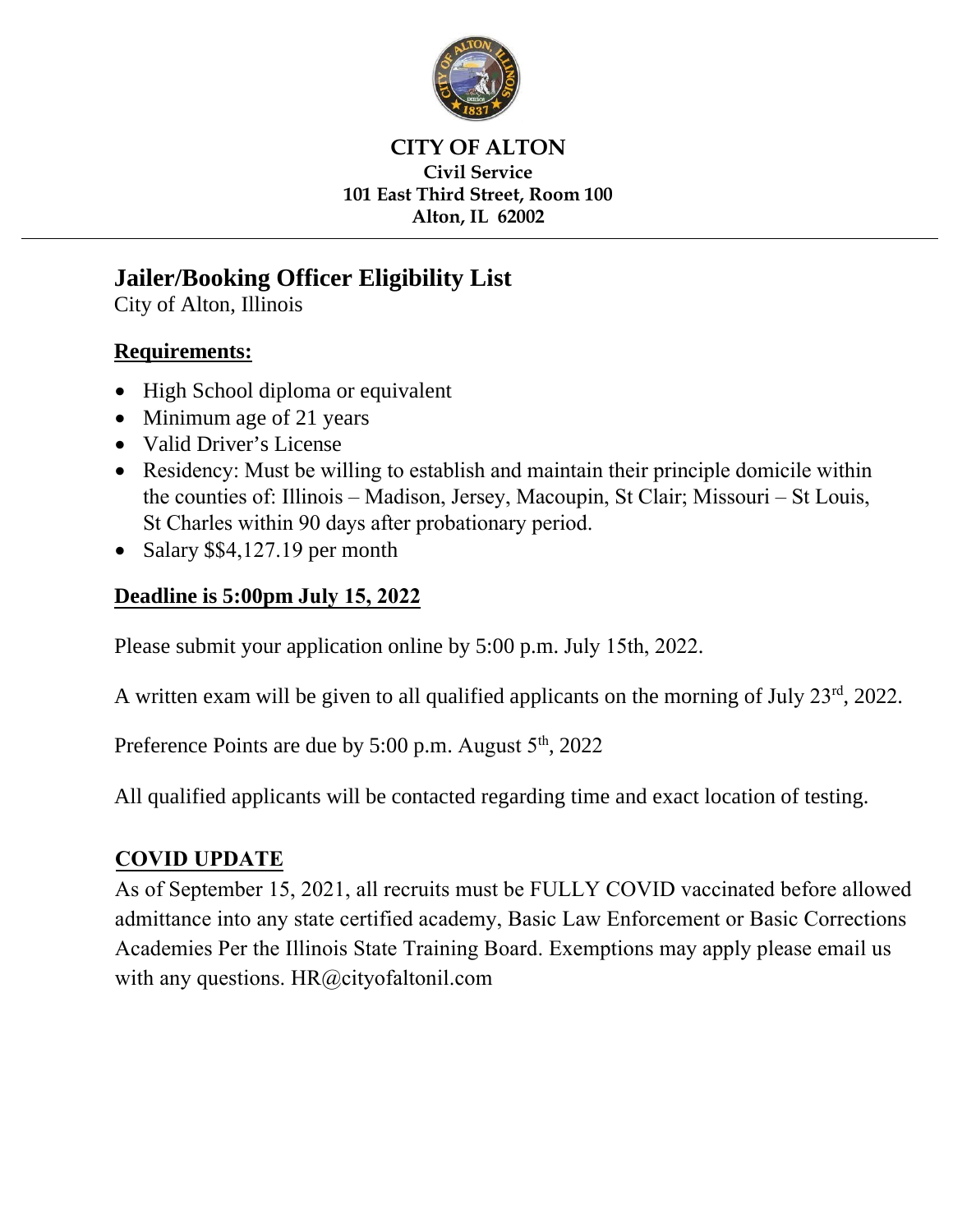**CITY OF ALTON**
**Civil Service**
**101 East Third Street, Room 100**
**Alton, IL 62002**

---

# Jailer/Booking Officer Eligibility List

City of Alton, Illinois

## Requirements:

- High School diploma or equivalent
- Minimum age of 21 years
- Valid Driver's License
- Residency: Must be willing to establish and maintain their principle domicile within the counties of: Illinois – Madison, Jersey, Macoupin, St Clair; Missouri – St Louis, St Charles within 90 days after probationary period.
- Salary $$4,127.19 per month

## Deadline is 5:00pm July 15, 2022

Please submit your application online by 5:00 p.m. July 15th, 2022.

A written exam will be given to all qualified applicants on the morning of July 23rd, 2022.

Preference Points are due by 5:00 p.m. August 5th, 2022

All qualified applicants will be contacted regarding time and exact location of testing.

## COVID UPDATE

As of September 15, 2021, all recruits must be FULLY COVID vaccinated before allowed admittance into any state certified academy, Basic Law Enforcement or Basic Corrections Academies Per the Illinois State Training Board. Exemptions may apply please email us with any questions. HR@cityofaltonil.com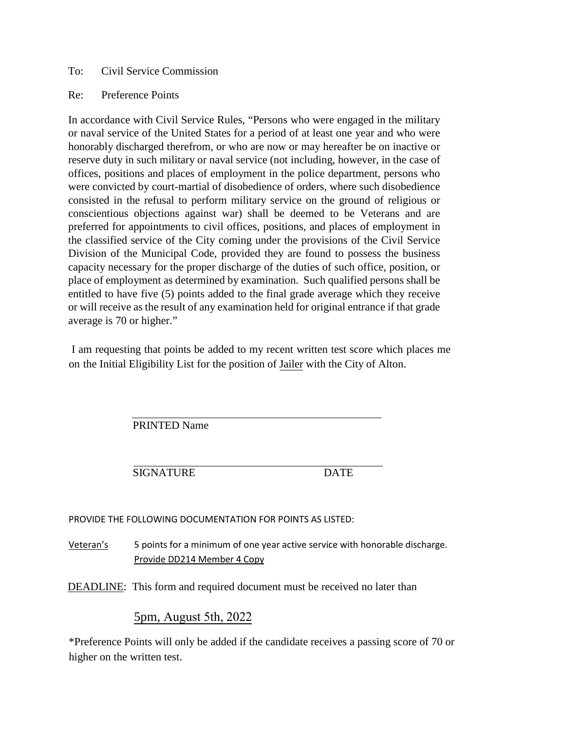To: Civil Service Commission

Re: Preference Points

In accordance with Civil Service Rules, "Persons who were engaged in the military or naval service of the United States for a period of at least one year and who were honorably discharged therefrom, or who are now or may hereafter be on inactive or reserve duty in such military or naval service (not including, however, in the case of offices, positions and places of employment in the police department, persons who were convicted by court-martial of disobedience of orders, where such disobedience consisted in the refusal to perform military service on the ground of religious or conscientious objections against war) shall be deemed to be Veterans and are preferred for appointments to civil offices, positions, and places of employment in the classified service of the City coming under the provisions of the Civil Service Division of the Municipal Code, provided they are found to possess the business capacity necessary for the proper discharge of the duties of such office, position, or place of employment as determined by examination. Such qualified persons shall be entitled to have five (5) points added to the final grade average which they receive or will receive as the result of any examination held for original entrance if that grade average is 70 or higher."

I am requesting that points be added to my recent written test score which places me on the Initial Eligibility List for the position of <u>Jailer</u> with the City of Alton.

\_\_\_\_\_\_\_\_\_\_\_\_\_\_\_\_\_\_\_\_\_\_\_\_\_\_\_\_\_\_\_\_\_\_\_\_\_\_\_\_
PRINTED Name

\_\_\_\_\_\_\_\_\_\_\_\_\_\_\_\_\_\_\_\_\_\_\_\_\_\_\_\_\_\_\_\_\_\_\_\_\_\_\_\_
SIGNATURE DATE

PROVIDE THE FOLLOWING DOCUMENTATION FOR POINTS AS LISTED:

<u>Veteran's</u> 5 points for a minimum of one year active service with honorable discharge. <u>Provide DD214 Member 4 Copy</u>

<u>DEADLINE</u>: This form and required document must be received no later than

<u>5pm, August 5th, 2022</u>

*Preference Points will only be added if the candidate receives a passing score of 70 or higher on the written test.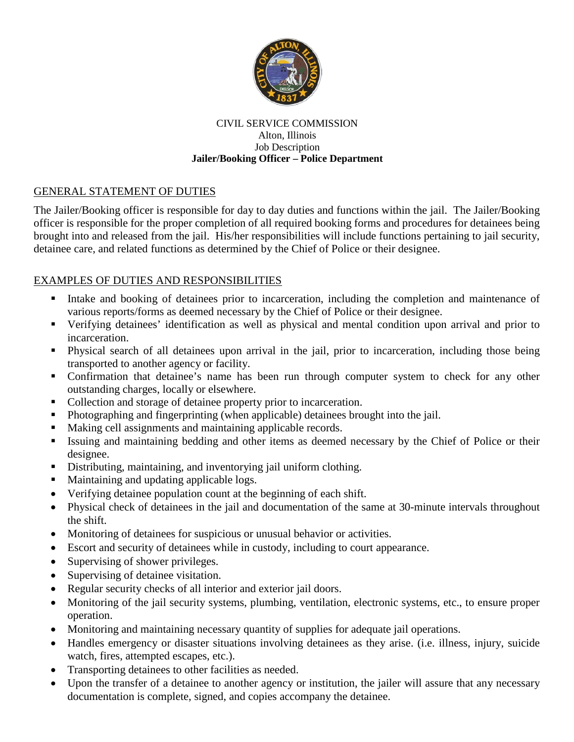CIVIL SERVICE COMMISSION
Alton, Illinois
Job Description
**Jailer/Booking Officer – Police Department**

GENERAL STATEMENT OF DUTIES

The Jailer/Booking officer is responsible for day to day duties and functions within the jail. The Jailer/Booking officer is responsible for the proper completion of all required booking forms and procedures for detainees being brought into and released from the jail. His/her responsibilities will include functions pertaining to jail security, detainee care, and related functions as determined by the Chief of Police or their designee.

EXAMPLES OF DUTIES AND RESPONSIBILITIES

- Intake and booking of detainees prior to incarceration, including the completion and maintenance of various reports/forms as deemed necessary by the Chief of Police or their designee.
- Verifying detainees' identification as well as physical and mental condition upon arrival and prior to incarceration.
- Physical search of all detainees upon arrival in the jail, prior to incarceration, including those being transported to another agency or facility.
- Confirmation that detainee's name has been run through computer system to check for any other outstanding charges, locally or elsewhere.
- Collection and storage of detainee property prior to incarceration.
- Photographing and fingerprinting (when applicable) detainees brought into the jail.
- Making cell assignments and maintaining applicable records.
- Issuing and maintaining bedding and other items as deemed necessary by the Chief of Police or their designee.
- Distributing, maintaining, and inventorying jail uniform clothing.
- Maintaining and updating applicable logs.
- Verifying detainee population count at the beginning of each shift.
- Physical check of detainees in the jail and documentation of the same at 30-minute intervals throughout the shift.
- Monitoring of detainees for suspicious or unusual behavior or activities.
- Escort and security of detainees while in custody, including to court appearance.
- Supervising of shower privileges.
- Supervising of detainee visitation.
- Regular security checks of all interior and exterior jail doors.
- Monitoring of the jail security systems, plumbing, ventilation, electronic systems, etc., to ensure proper operation.
- Monitoring and maintaining necessary quantity of supplies for adequate jail operations.
- Handles emergency or disaster situations involving detainees as they arise. (i.e. illness, injury, suicide watch, fires, attempted escapes, etc.).
- Transporting detainees to other facilities as needed.
- Upon the transfer of a detainee to another agency or institution, the jailer will assure that any necessary documentation is complete, signed, and copies accompany the detainee.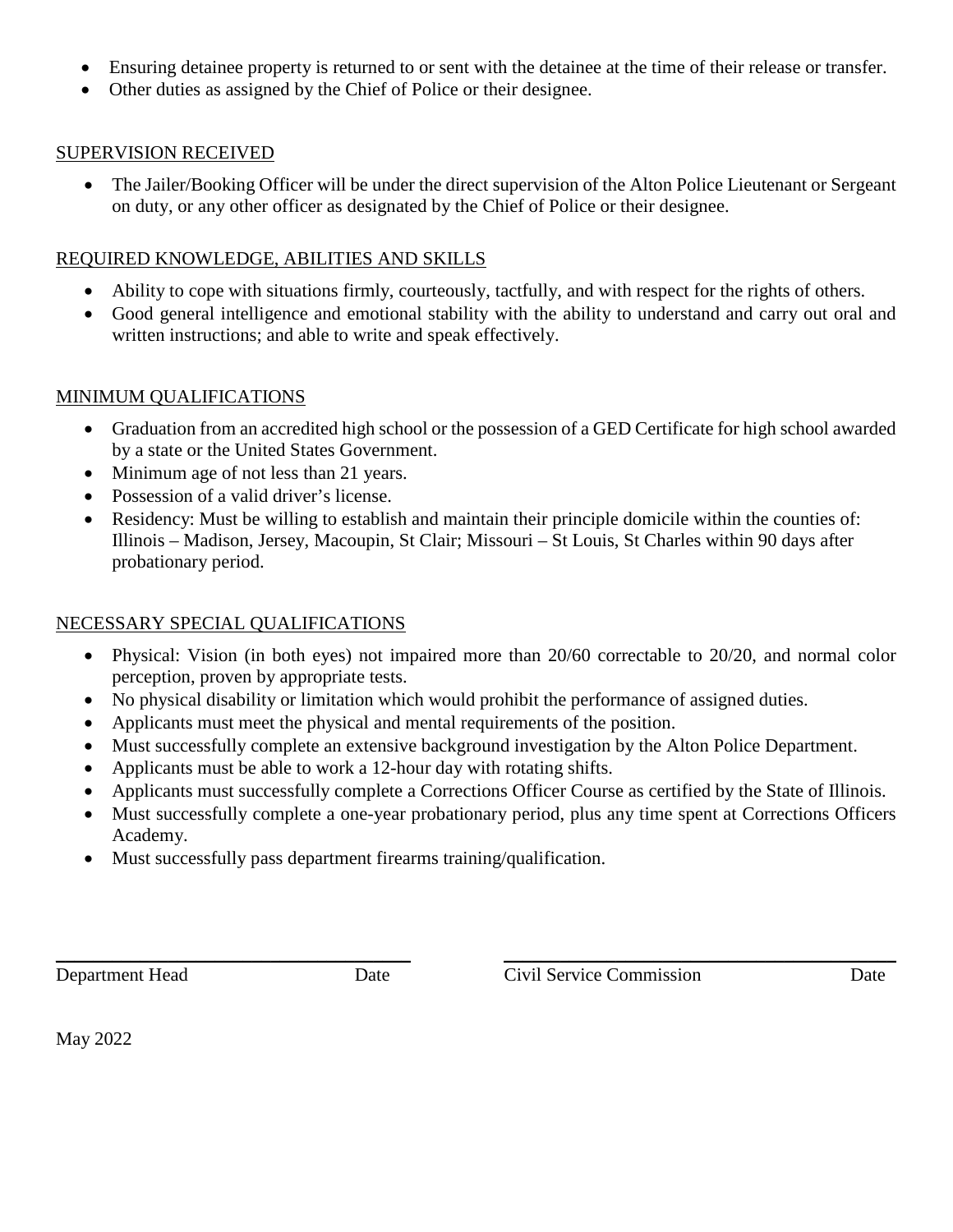- Ensuring detainee property is returned to or sent with the detainee at the time of their release or transfer.
- Other duties as assigned by the Chief of Police or their designee.

## SUPERVISION RECEIVED

- The Jailer/Booking Officer will be under the direct supervision of the Alton Police Lieutenant or Sergeant on duty, or any other officer as designated by the Chief of Police or their designee.

## REQUIRED KNOWLEDGE, ABILITIES AND SKILLS

- Ability to cope with situations firmly, courteously, tactfully, and with respect for the rights of others.
- Good general intelligence and emotional stability with the ability to understand and carry out oral and written instructions; and able to write and speak effectively.

## MINIMUM QUALIFICATIONS

- Graduation from an accredited high school or the possession of a GED Certificate for high school awarded by a state or the United States Government.
- Minimum age of not less than 21 years.
- Possession of a valid driver's license.
- Residency: Must be willing to establish and maintain their principle domicile within the counties of: Illinois – Madison, Jersey, Macoupin, St Clair; Missouri – St Louis, St Charles within 90 days after probationary period.

## NECESSARY SPECIAL QUALIFICATIONS

- Physical: Vision (in both eyes) not impaired more than 20/60 correctable to 20/20, and normal color perception, proven by appropriate tests.
- No physical disability or limitation which would prohibit the performance of assigned duties.
- Applicants must meet the physical and mental requirements of the position.
- Must successfully complete an extensive background investigation by the Alton Police Department.
- Applicants must be able to work a 12-hour day with rotating shifts.
- Applicants must successfully complete a Corrections Officer Course as certified by the State of Illinois.
- Must successfully complete a one-year probationary period, plus any time spent at Corrections Officers Academy.
- Must successfully pass department firearms training/qualification.

\_\_\_\_\_\_\_\_\_\_\_\_\_\_\_\_\_\_\_\_\_\_\_\_\_\_\_\_\_\_\_\_\_\_\_\_\_\_\_\_ \_\_\_\_\_\_\_\_\_\_\_\_\_\_\_\_\_\_\_\_\_\_\_\_\_\_\_\_\_\_\_\_\_\_\_\_\_\_\_\_\_\_\_

Department Head Date Civil Service Commission Date

May 2022